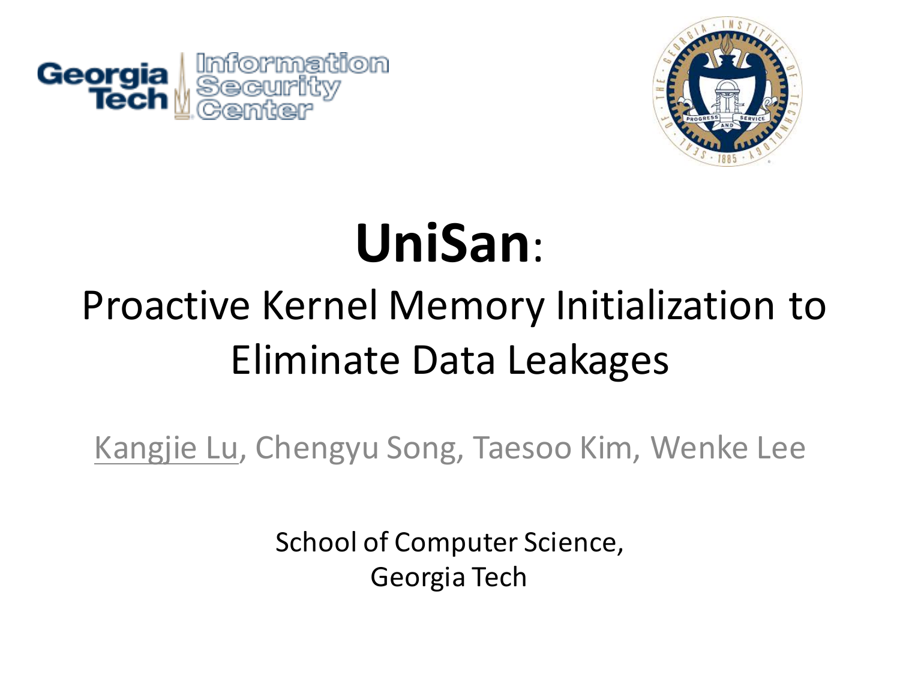Georgia Tech | Information Security Center

# UniSan:

## Proactive Kernel Memory Initialization to Eliminate Data Leakages

Kangjie Lu, Chengyu Song, Taesoo Kim, Wenke Lee

School of Computer Science,
Georgia Tech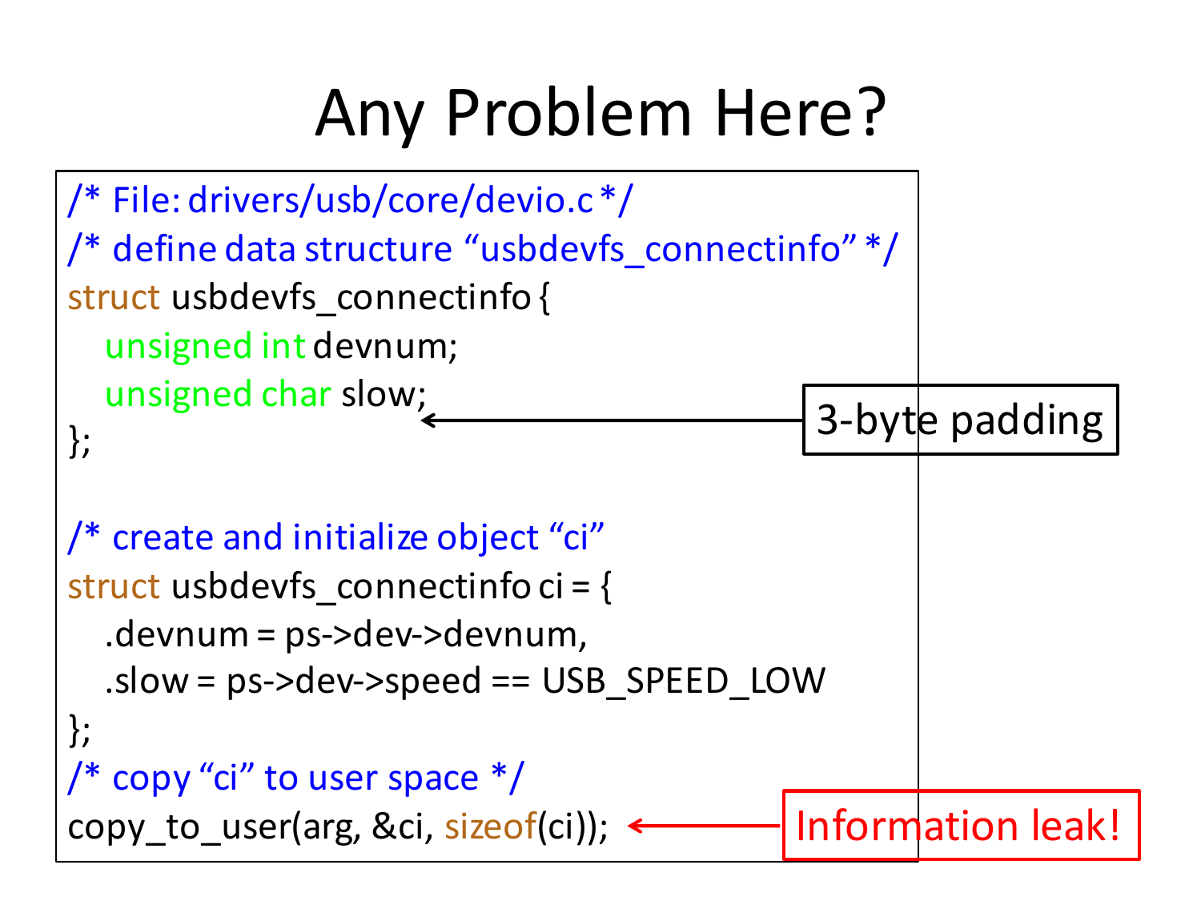# Any Problem Here?

```c
/* File: drivers/usb/core/devio.c */
/* define data structure "usbdevfs_connectinfo" */
struct usbdevfs_connectinfo {
   unsigned int devnum;
   unsigned char slow;
};

/* create and initialize object "ci" */
struct usbdevfs_connectinfo ci = {
   .devnum = ps->dev->devnum,
   .slow = ps->dev->speed == USB_SPEED_LOW
};
/* copy "ci" to user space */
copy_to_user(arg, &ci, sizeof(ci));
```

3-byte padding

Information leak!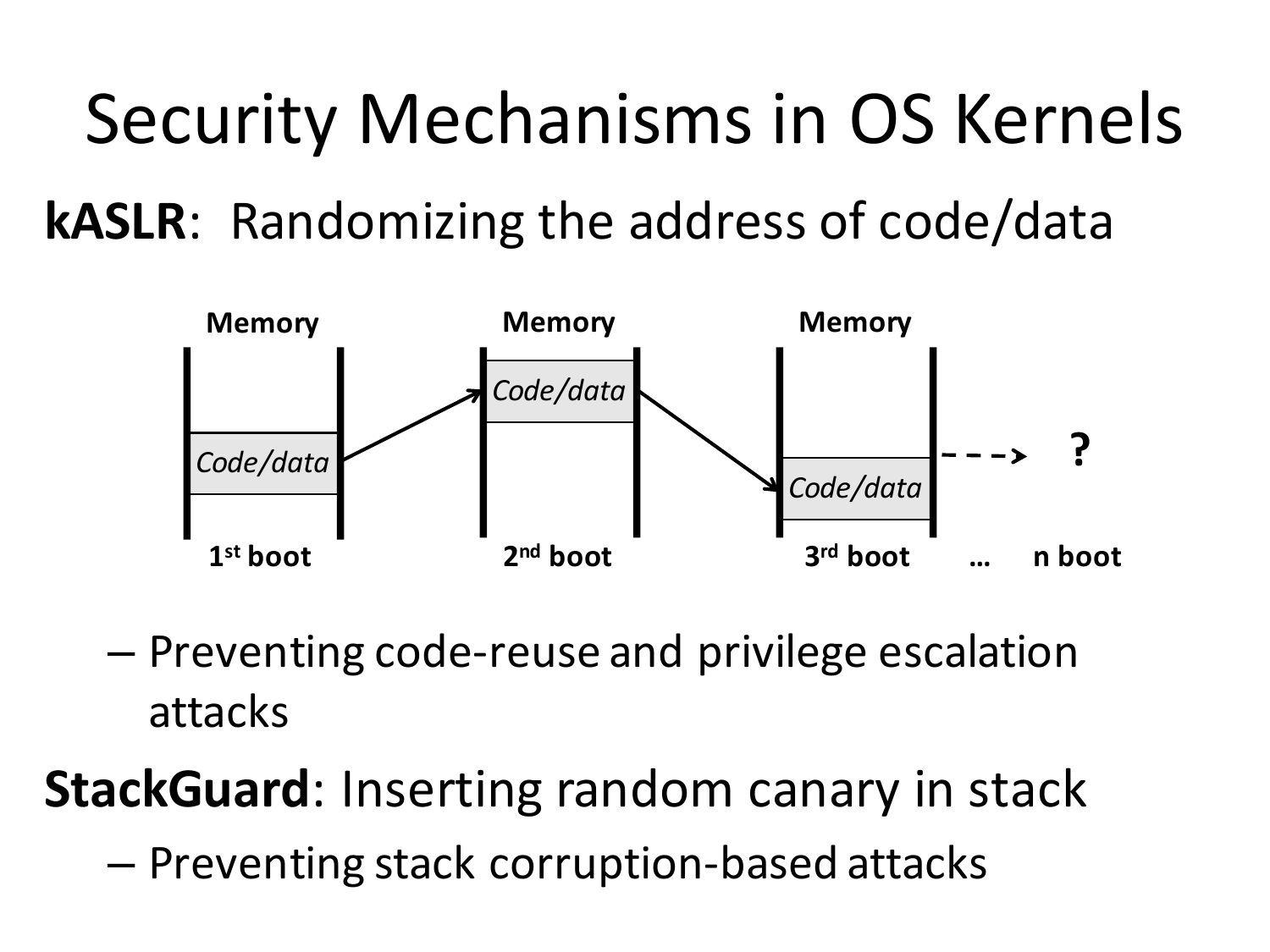# Security Mechanisms in OS Kernels

**kASLR**: Randomizing the address of code/data

Memory | Memory | Memory

*Code/data* | *Code/data* | *Code/data* | ?

1st boot | 2nd boot | 3rd boot | … | n boot

- Preventing code-reuse and privilege escalation attacks

**StackGuard**: Inserting random canary in stack

- Preventing stack corruption-based attacks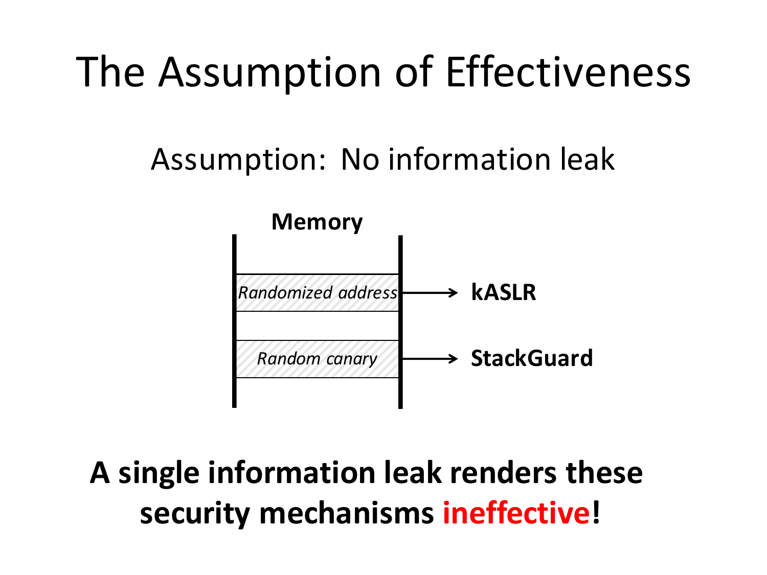# The Assumption of Effectiveness

Assumption: No information leak

**Memory**

| |
|---|
| |
| *Randomized address* → **kASLR** |
| |
| *Random canary* → **StackGuard** |
| |

**A single information leak renders these security mechanisms ineffective!**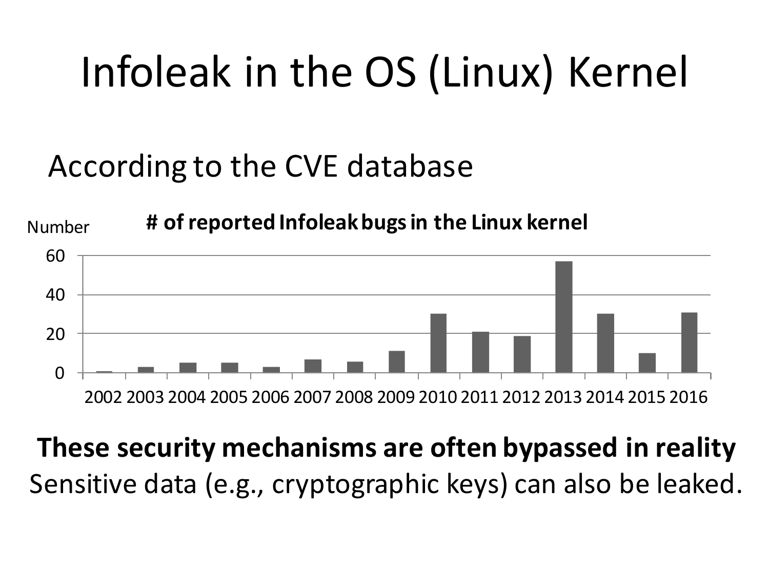# Infoleak in the OS (Linux) Kernel

According to the CVE database

**# of reported Infoleak bugs in the Linux kernel**

Number

60

40

20

0

2002 2003 2004 2005 2006 2007 2008 2009 2010 2011 2012 2013 2014 2015 2016

**These security mechanisms are often bypassed in reality**

Sensitive data (e.g., cryptographic keys) can also be leaked.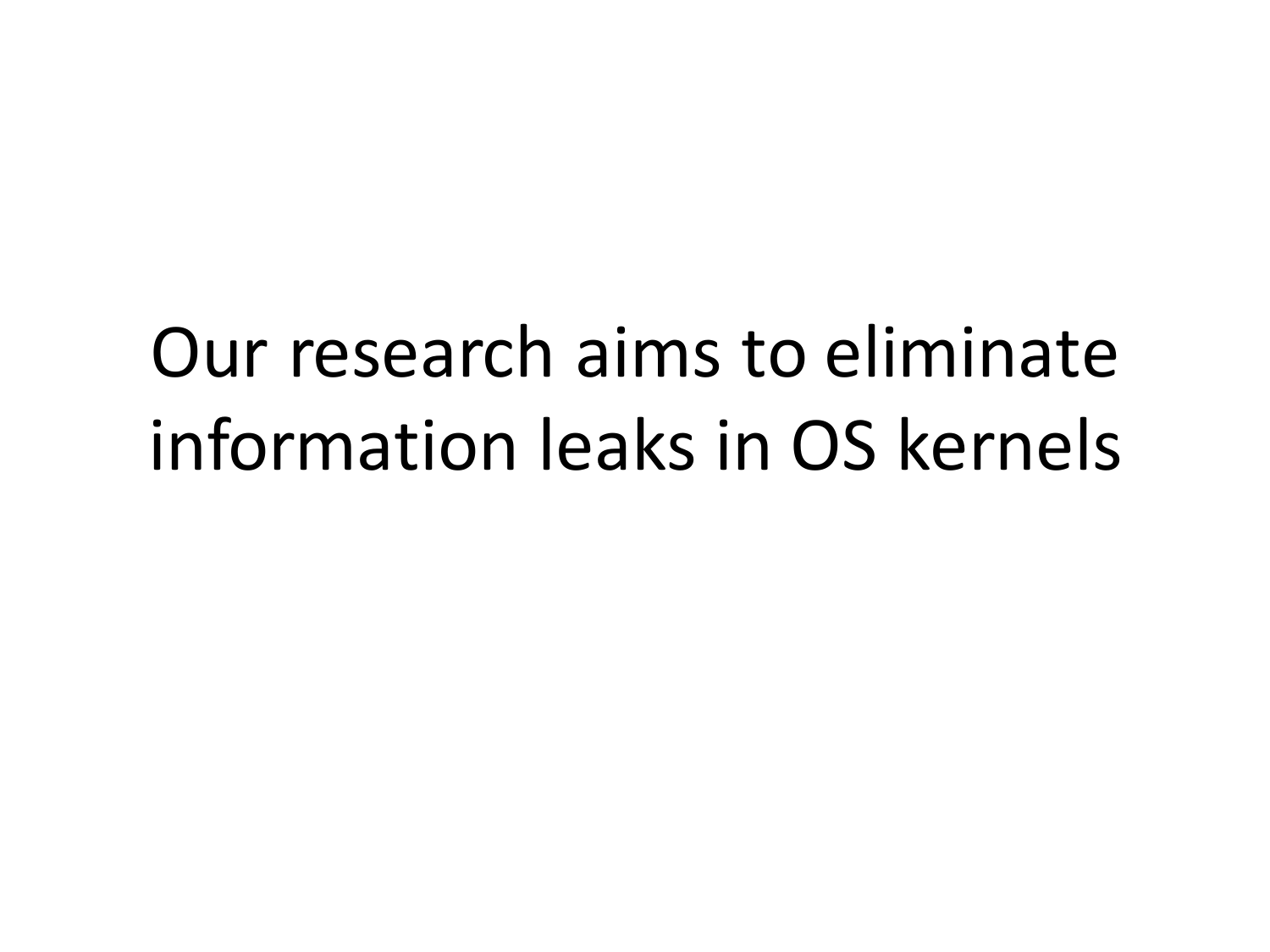# Our research aims to eliminate information leaks in OS kernels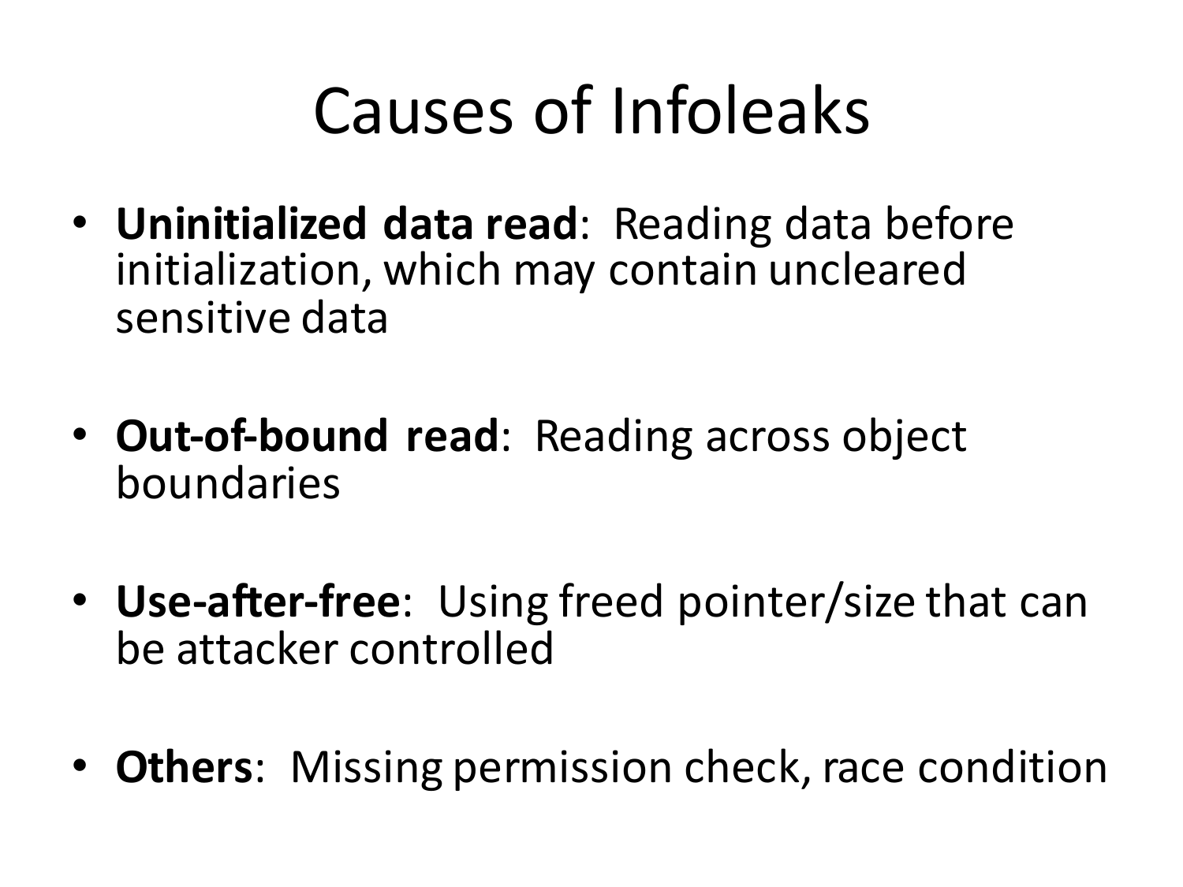# Causes of Infoleaks

- **Uninitialized data read**: Reading data before initialization, which may contain uncleared sensitive data

- **Out-of-bound read**: Reading across object boundaries

- **Use-after-free**: Using freed pointer/size that can be attacker controlled

- **Others**: Missing permission check, race condition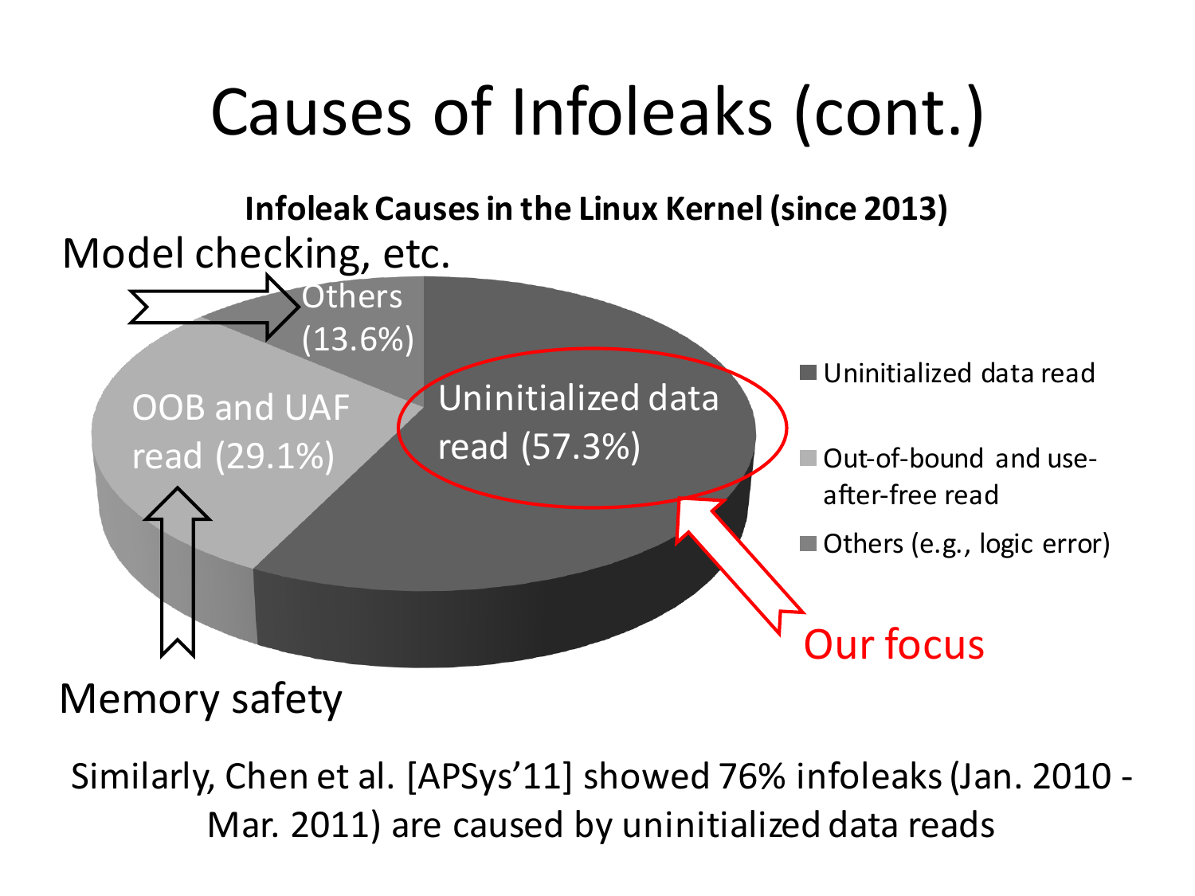# Causes of Infoleaks (cont.)

**Infoleak Causes in the Linux Kernel (since 2013)**

Model checking, etc. → Others (13.6%)

Memory safety → OOB and UAF read (29.1%)

Our focus → Uninitialized data read (57.3%)

- Uninitialized data read
- Out-of-bound and use-after-free read
- Others (e.g., logic error)

Similarly, Chen et al. [APSys'11] showed 76% infoleaks (Jan. 2010 - Mar. 2011) are caused by uninitialized data reads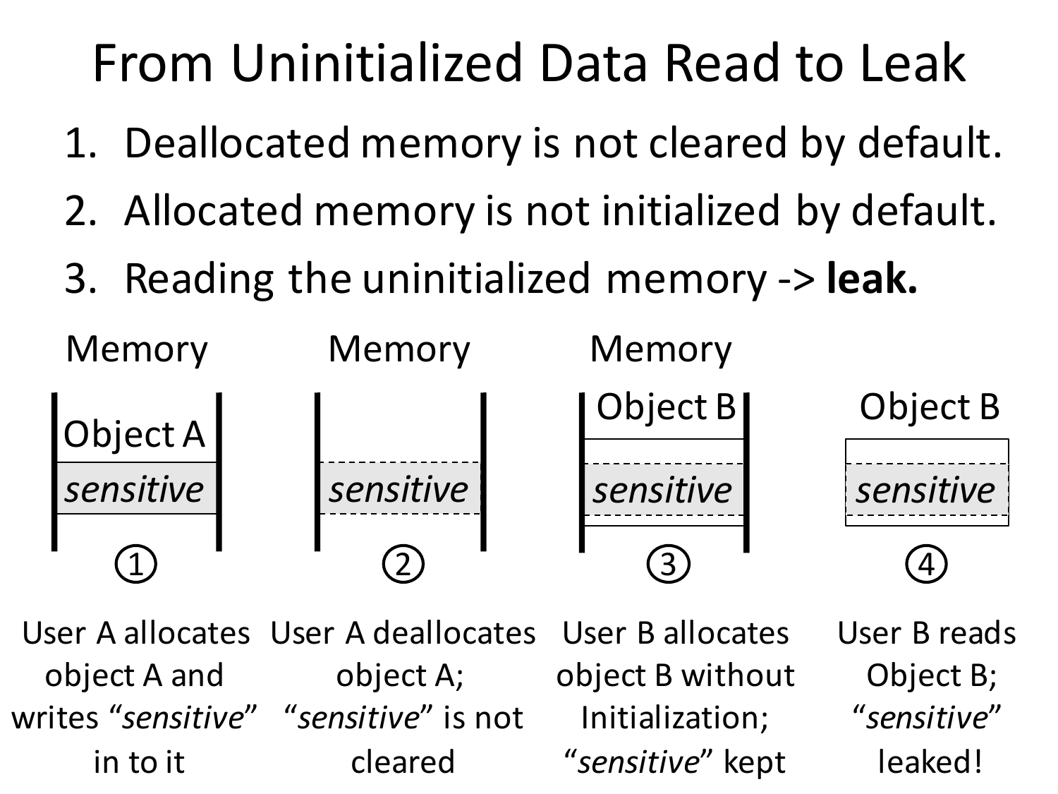# From Uninitialized Data Read to Leak

1. Deallocated memory is not cleared by default.
2. Allocated memory is not initialized by default.
3. Reading the uninitialized memory -> **leak.**

| Memory | Memory | Memory | |
|---|---|---|---|
| Object A / *sensitive* | *sensitive* | Object B / *sensitive* | Object B / *sensitive* |
| ① | ② | ③ | ④ |
| User A allocates object A and writes "*sensitive*" in to it | User A deallocates object A; "*sensitive*" is not cleared | User B allocates object B without Initialization; "*sensitive*" kept | User B reads Object B; "*sensitive*" leaked! |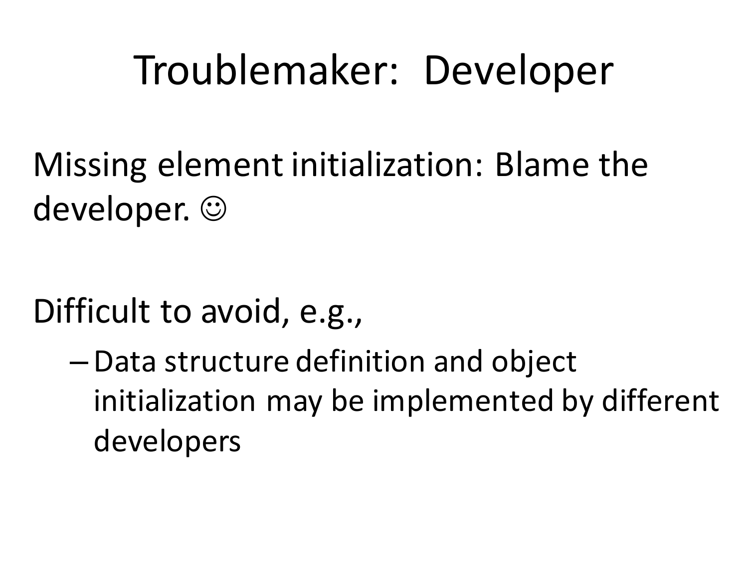# Troublemaker: Developer

Missing element initialization: Blame the developer. ☺

Difficult to avoid, e.g.,

- Data structure definition and object initialization may be implemented by different developers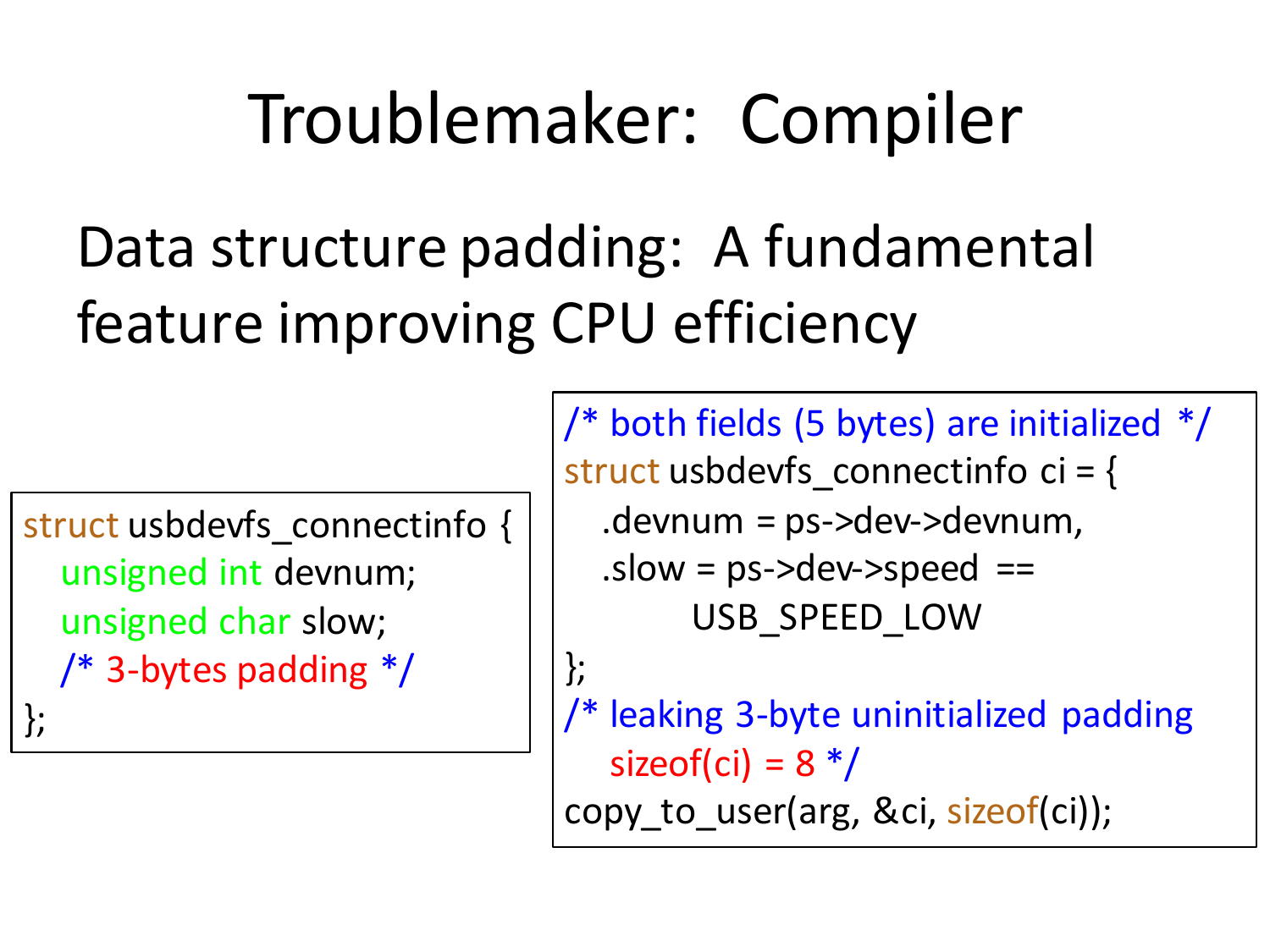# Troublemaker: Compiler

Data structure padding: A fundamental feature improving CPU efficiency

```c
struct usbdevfs_connectinfo {
    unsigned int devnum;
    unsigned char slow;
    /* 3-bytes padding */
};
```

```c
/* both fields (5 bytes) are initialized */
struct usbdevfs_connectinfo ci = {
    .devnum = ps->dev->devnum,
    .slow = ps->dev->speed ==
            USB_SPEED_LOW
};
/* leaking 3-byte uninitialized padding
    sizeof(ci) = 8 */
copy_to_user(arg, &ci, sizeof(ci));
```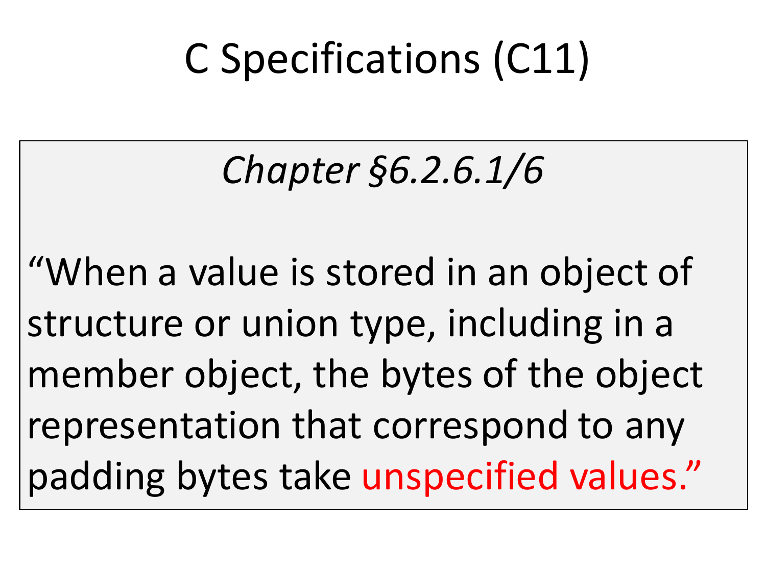# C Specifications (C11)

*Chapter §6.2.6.1/6*

“When a value is stored in an object of structure or union type, including in a member object, the bytes of the object representation that correspond to any padding bytes take unspecified values.”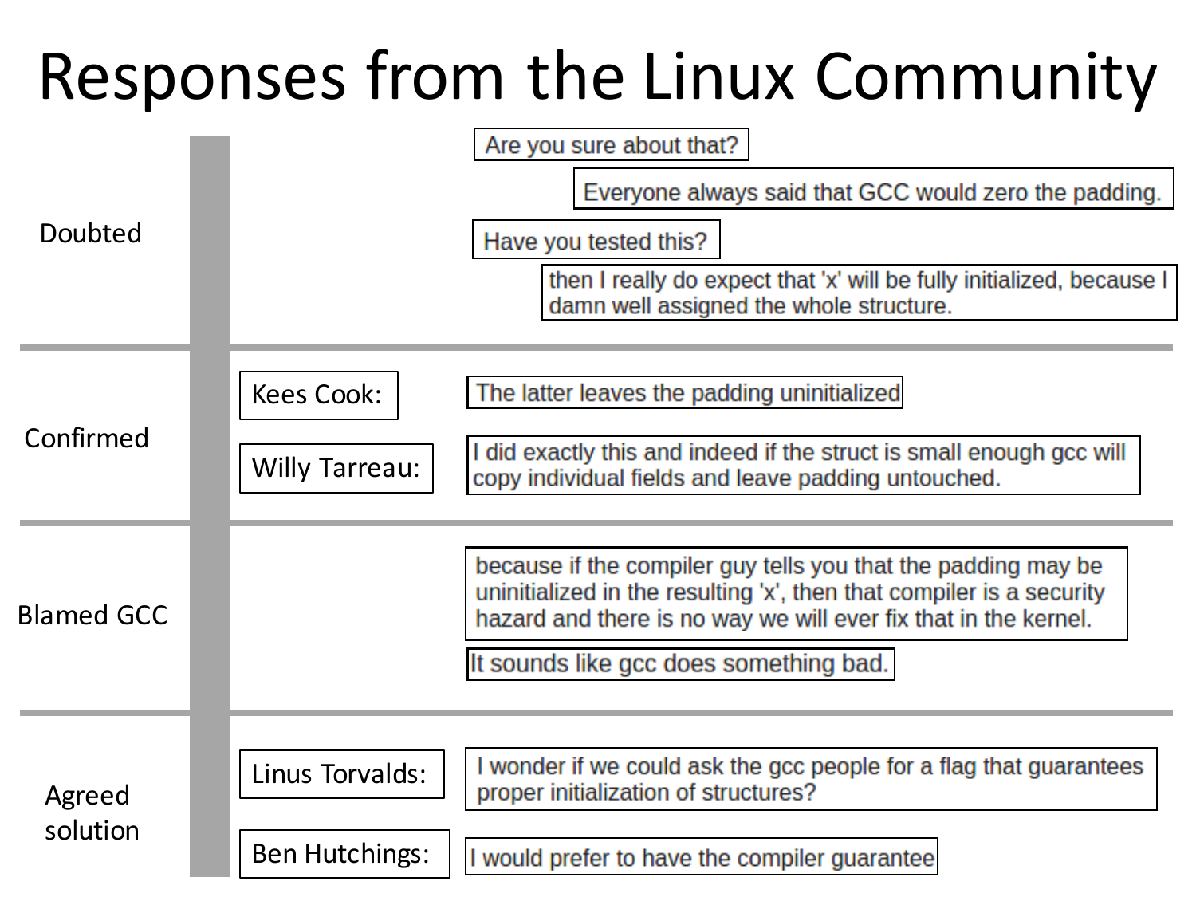# Responses from the Linux Community

**Doubted**

- Are you sure about that?
- Everyone always said that GCC would zero the padding.
- Have you tested this?
- then I really do expect that 'x' will be fully initialized, because I damn well assigned the whole structure.

**Confirmed**

- Kees Cook: The latter leaves the padding uninitialized
- Willy Tarreau: I did exactly this and indeed if the struct is small enough gcc will copy individual fields and leave padding untouched.

**Blamed GCC**

- because if the compiler guy tells you that the padding may be uninitialized in the resulting 'x', then that compiler is a security hazard and there is no way we will ever fix that in the kernel.
- It sounds like gcc does something bad.

**Agreed solution**

- Linus Torvalds: I wonder if we could ask the gcc people for a flag that guarantees proper initialization of structures?
- Ben Hutchings: I would prefer to have the compiler guarantee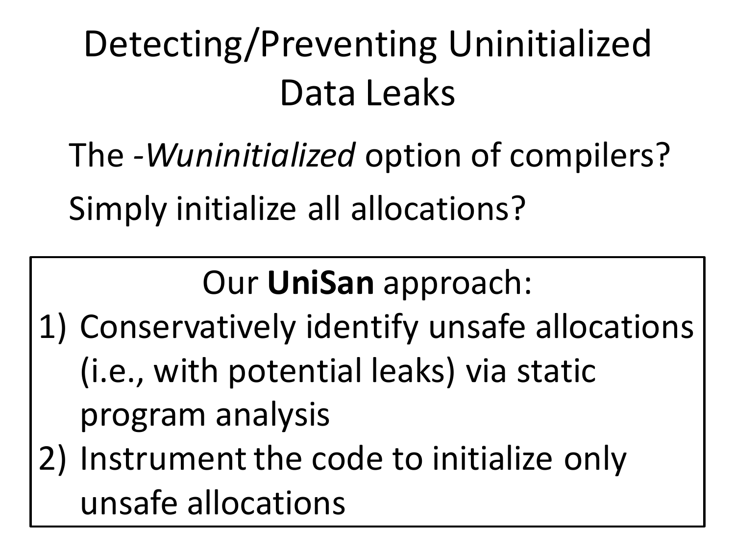# Detecting/Preventing Uninitialized Data Leaks

The *-Wuninitialized* option of compilers?

Simply initialize all allocations?

Our **UniSan** approach:

1) Conservatively identify unsafe allocations (i.e., with potential leaks) via static program analysis
2) Instrument the code to initialize only unsafe allocations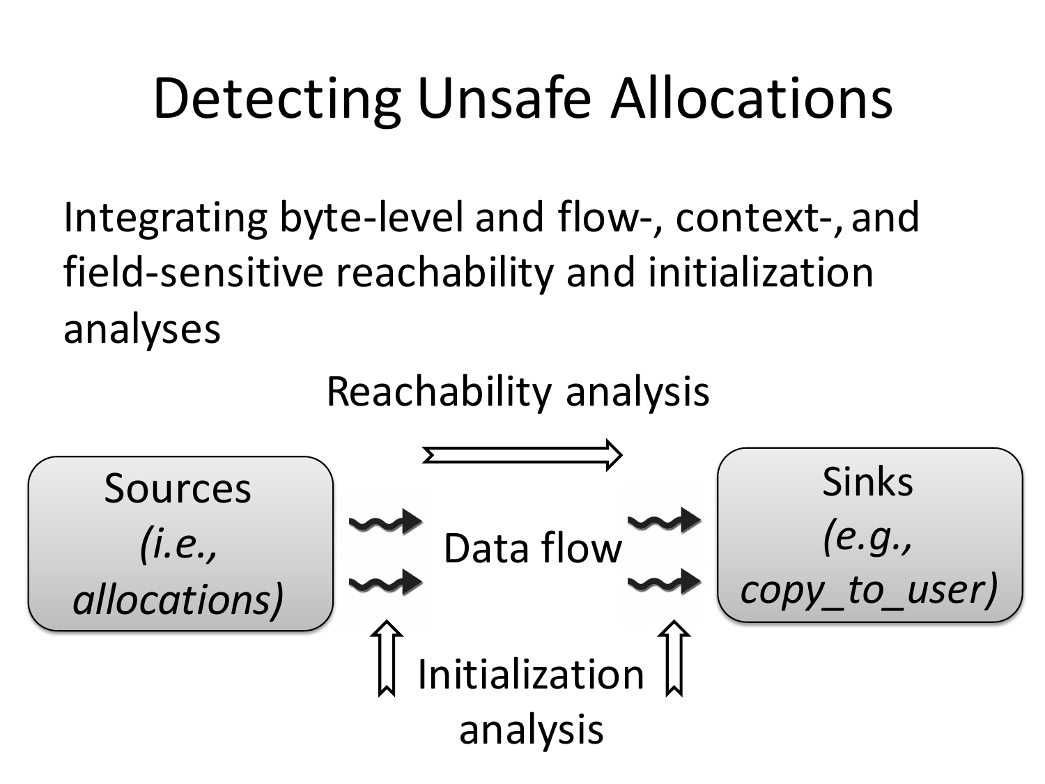# Detecting Unsafe Allocations

Integrating byte-level and flow-, context-, and field-sensitive reachability and initialization analyses

Reachability analysis

Sources (*i.e., allocations*)

Data flow

Sinks (*e.g., copy_to_user)*

Initialization analysis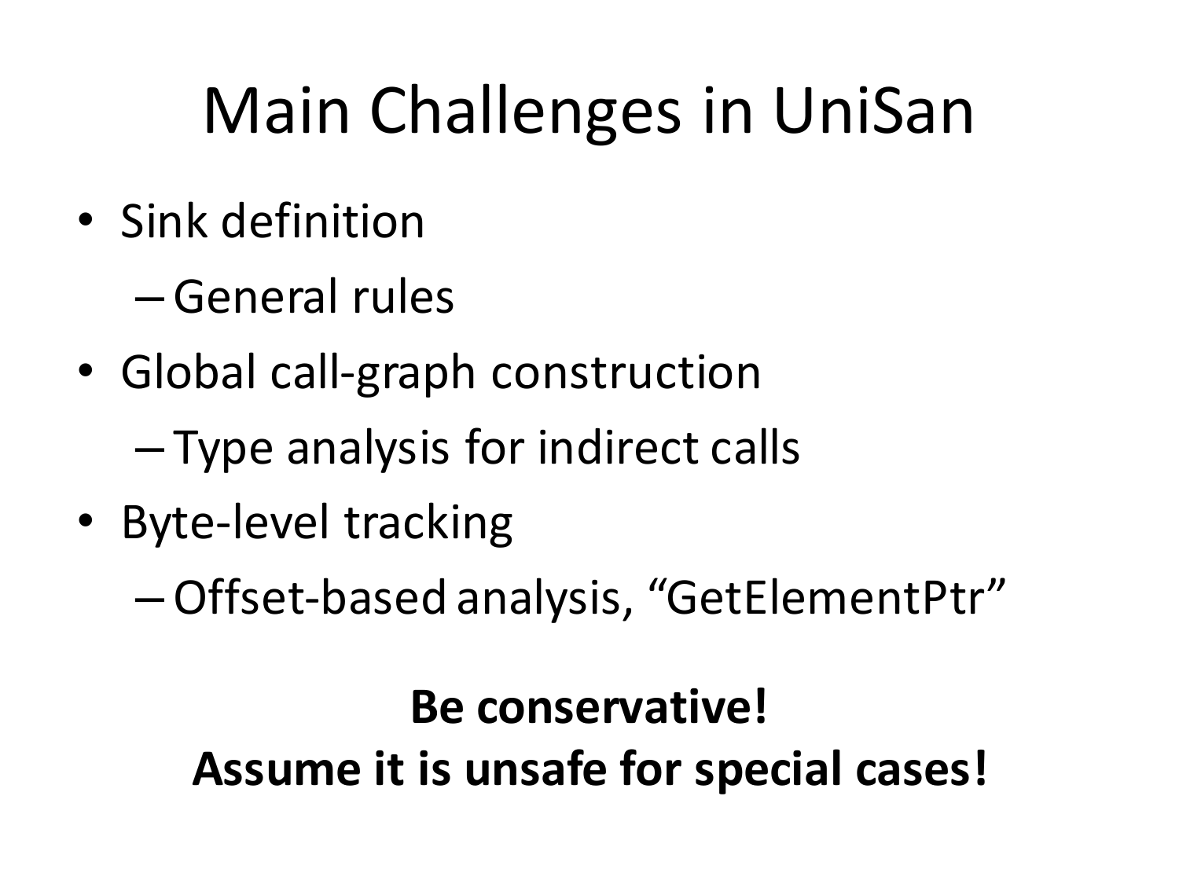# Main Challenges in UniSan

- Sink definition
  - General rules
- Global call-graph construction
  - Type analysis for indirect calls
- Byte-level tracking
  - Offset-based analysis, “GetElementPtr”

**Be conservative!**
**Assume it is unsafe for special cases!**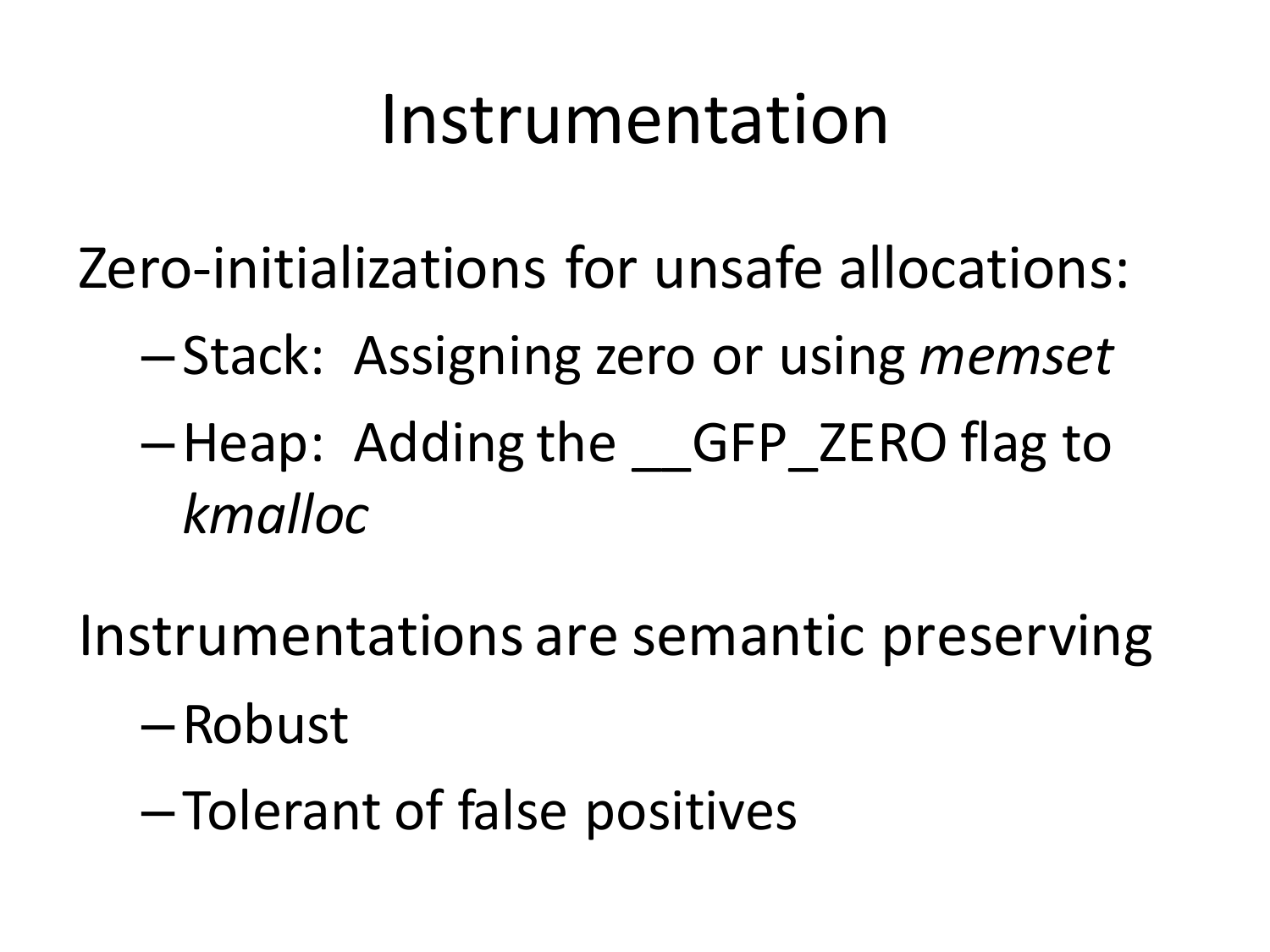# Instrumentation

Zero-initializations for unsafe allocations:

- Stack: Assigning zero or using *memset*
- Heap: Adding the __GFP_ZERO flag to *kmalloc*

Instrumentations are semantic preserving

- Robust
- Tolerant of false positives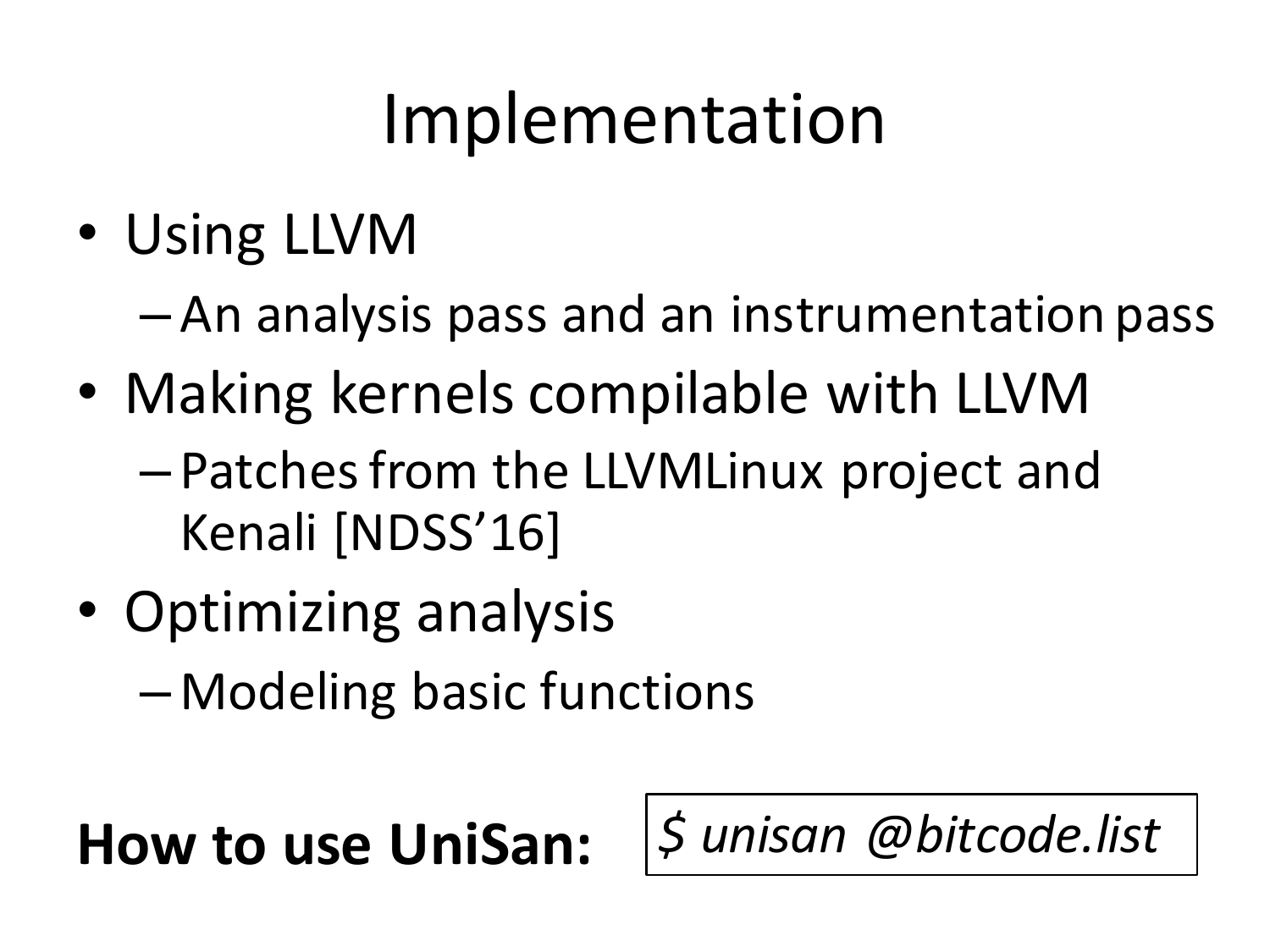# Implementation

- Using LLVM
  - An analysis pass and an instrumentation pass
- Making kernels compilable with LLVM
  - Patches from the LLVMLinux project and Kenali [NDSS'16]
- Optimizing analysis
  - Modeling basic functions

**How to use UniSan:**

```
$ unisan @bitcode.list
```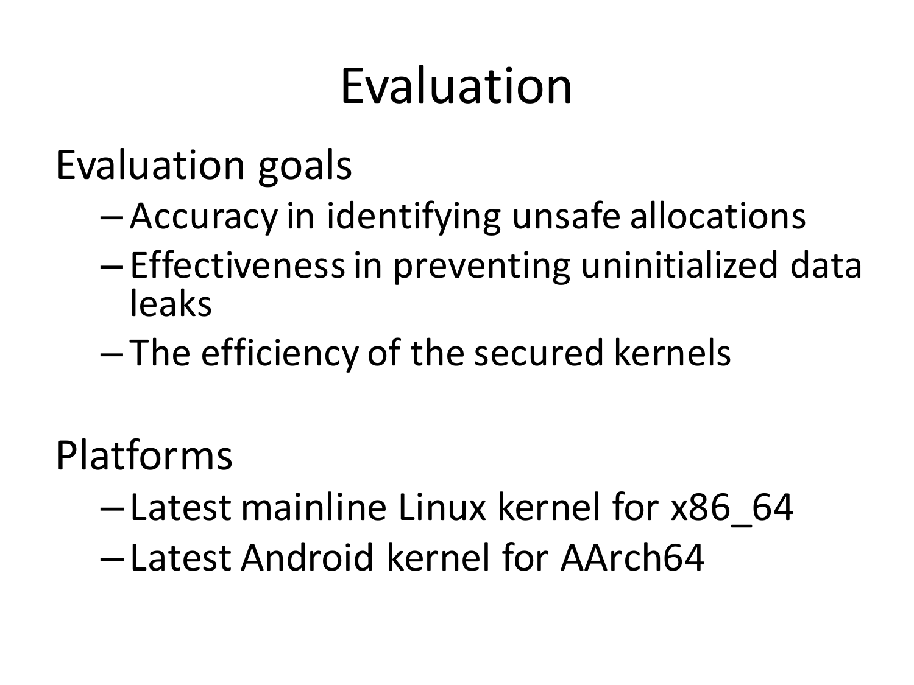# Evaluation

## Evaluation goals

- Accuracy in identifying unsafe allocations
- Effectiveness in preventing uninitialized data leaks
- The efficiency of the secured kernels

## Platforms

- Latest mainline Linux kernel for x86_64
- Latest Android kernel for AArch64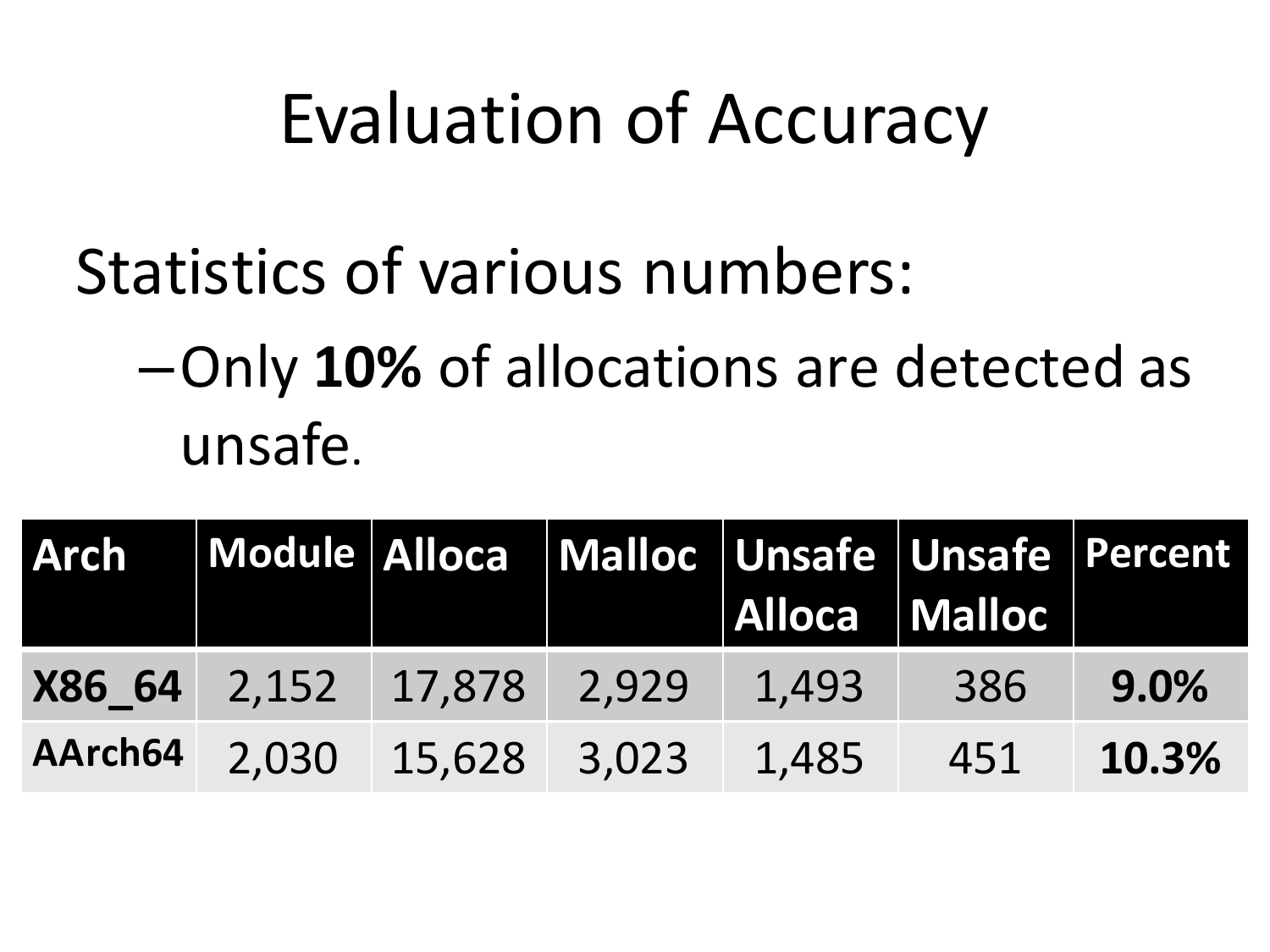# Evaluation of Accuracy

Statistics of various numbers:

- Only **10%** of allocations are detected as unsafe.

| Arch | Module | Alloca | Malloc | Unsafe Alloca | Unsafe Malloc | Percent |
|---|---|---|---|---|---|---|
| **X86_64** | 2,152 | 17,878 | 2,929 | 1,493 | 386 | **9.0%** |
| **AArch64** | 2,030 | 15,628 | 3,023 | 1,485 | 451 | **10.3%** |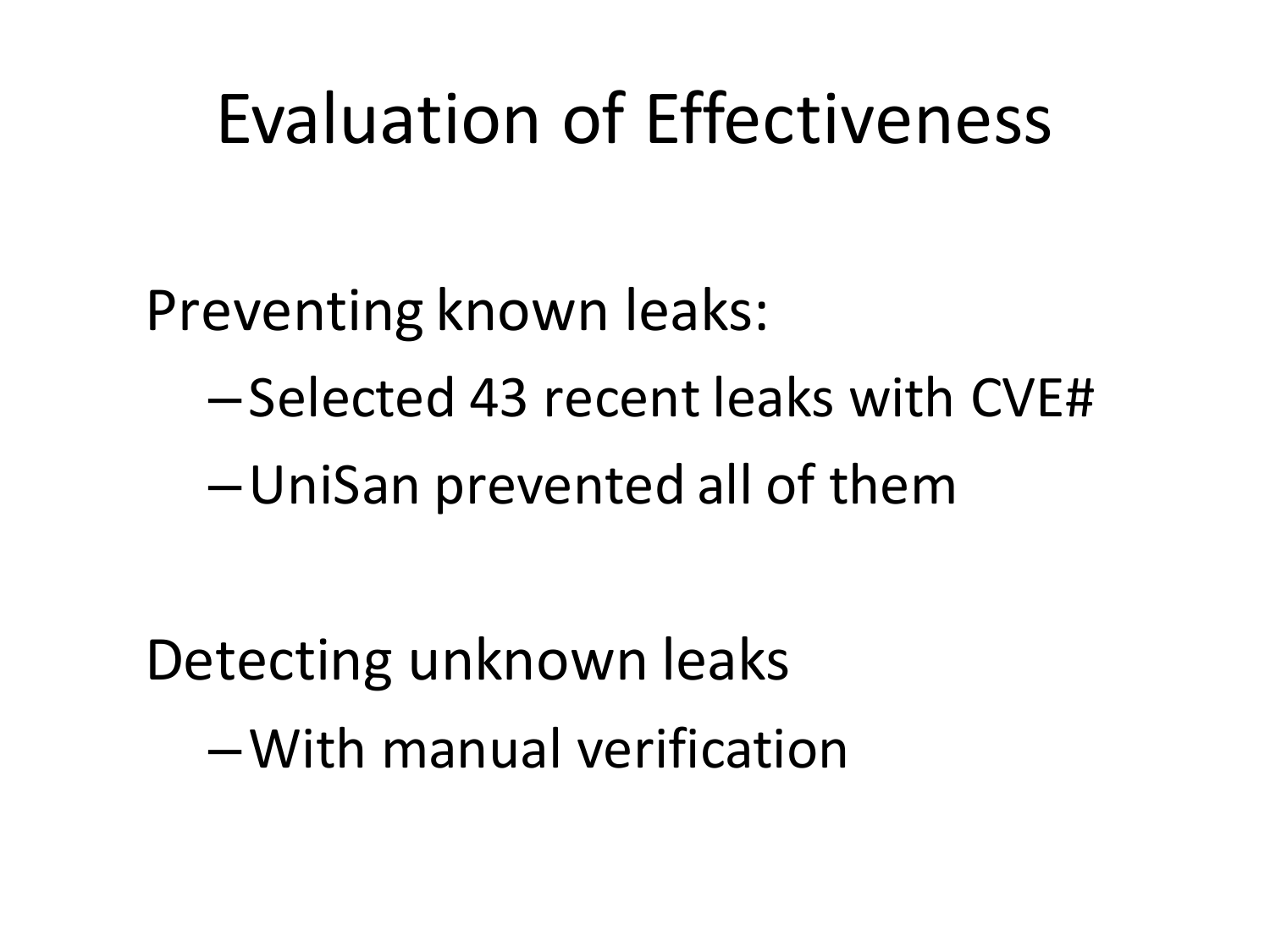# Evaluation of Effectiveness

Preventing known leaks:

- Selected 43 recent leaks with CVE#
- UniSan prevented all of them

Detecting unknown leaks

- With manual verification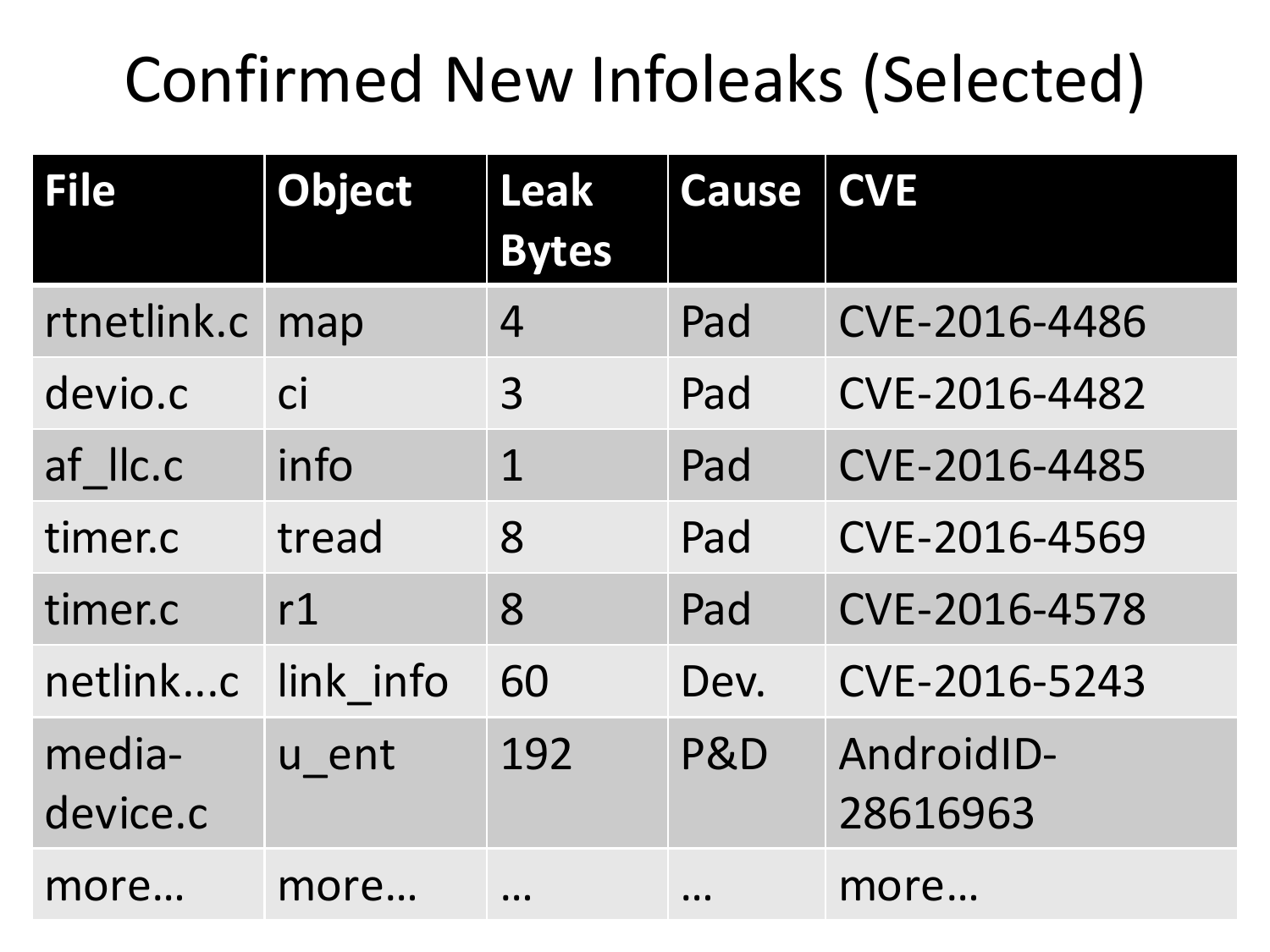# Confirmed New Infoleaks (Selected)

| File | Object | Leak Bytes | Cause | CVE |
|---|---|---|---|---|
| rtnetlink.c | map | 4 | Pad | CVE-2016-4486 |
| devio.c | ci | 3 | Pad | CVE-2016-4482 |
| af_llc.c | info | 1 | Pad | CVE-2016-4485 |
| timer.c | tread | 8 | Pad | CVE-2016-4569 |
| timer.c | r1 | 8 | Pad | CVE-2016-4578 |
| netlink...c | link_info | 60 | Dev. | CVE-2016-5243 |
| media-device.c | u_ent | 192 | P&D | AndroidID-28616963 |
| more… | more… | … | … | more… |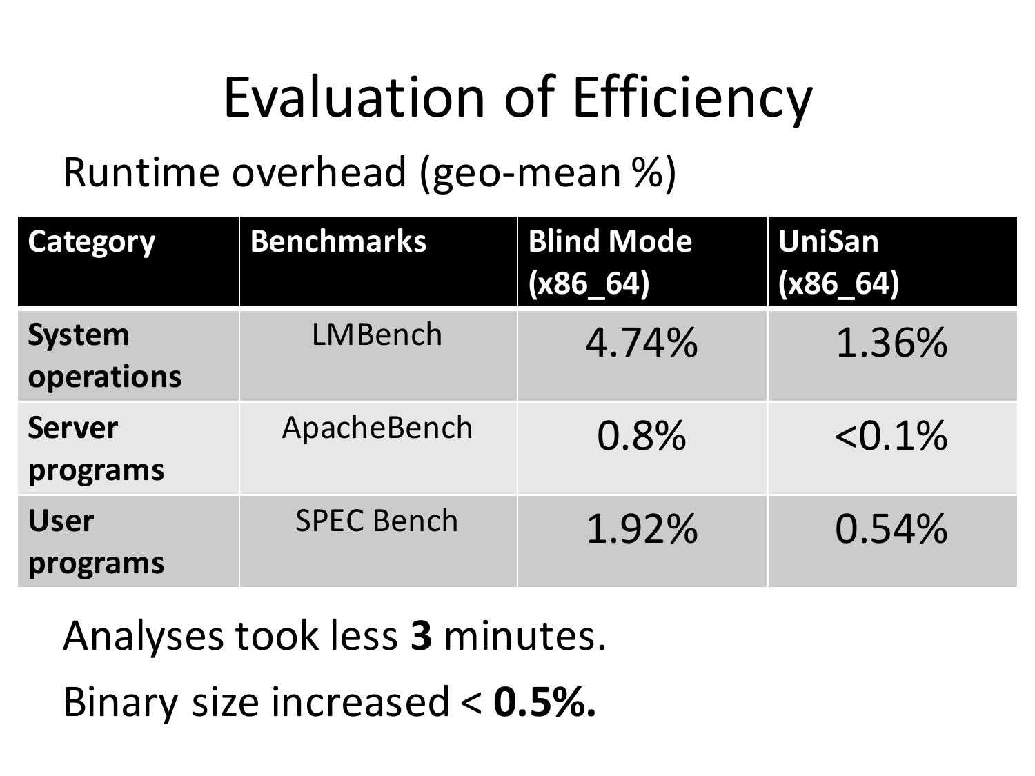# Evaluation of Efficiency

Runtime overhead (geo-mean %)

| Category | Benchmarks | Blind Mode (x86_64) | UniSan (x86_64) |
|---|---|---|---|
| **System operations** | LMBench | 4.74% | 1.36% |
| **Server programs** | ApacheBench | 0.8% | <0.1% |
| **User programs** | SPEC Bench | 1.92% | 0.54% |

Analyses took less **3** minutes.

Binary size increased < **0.5%.**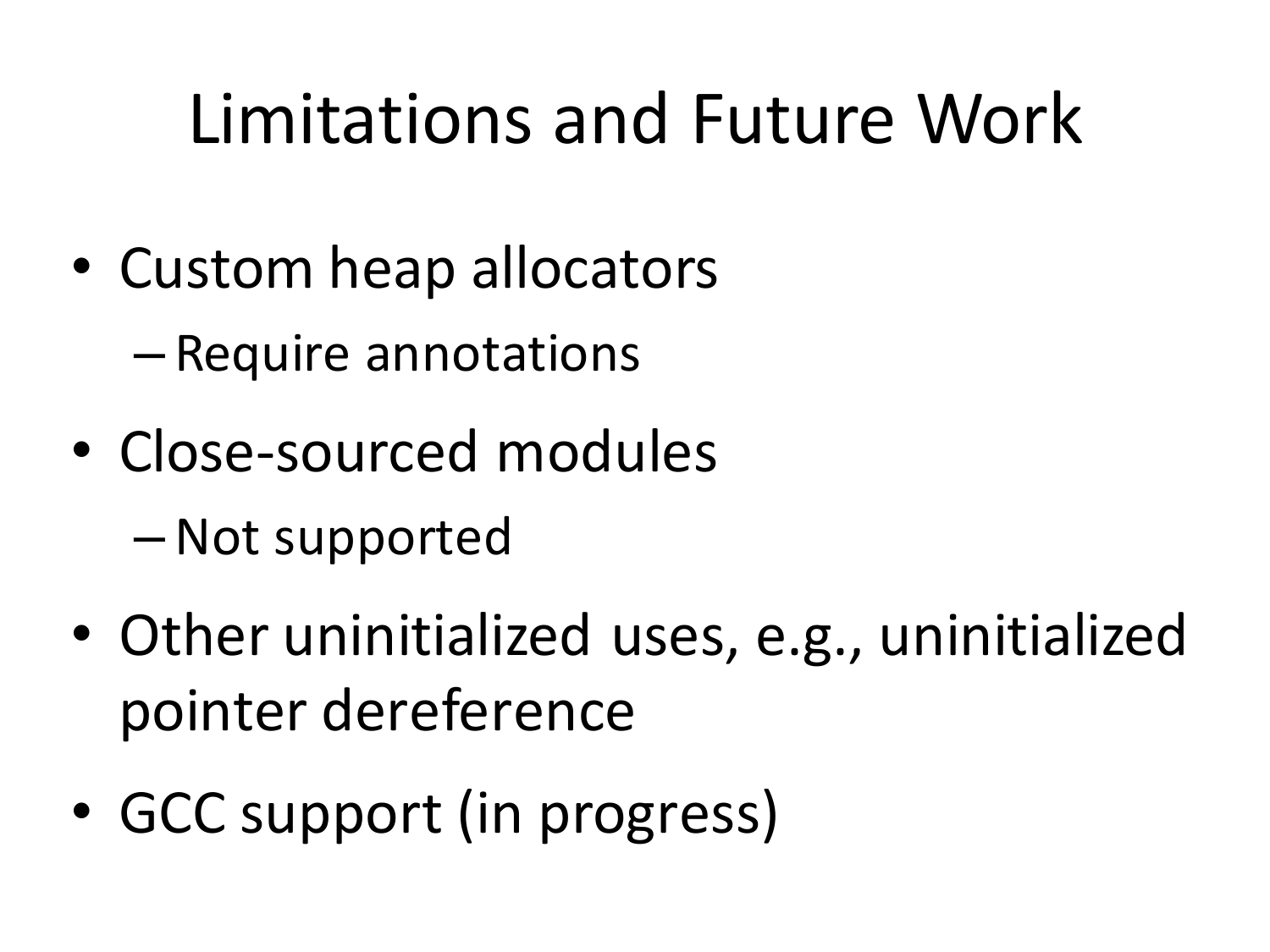# Limitations and Future Work

- Custom heap allocators
  - Require annotations
- Close-sourced modules
  - Not supported
- Other uninitialized uses, e.g., uninitialized pointer dereference
- GCC support (in progress)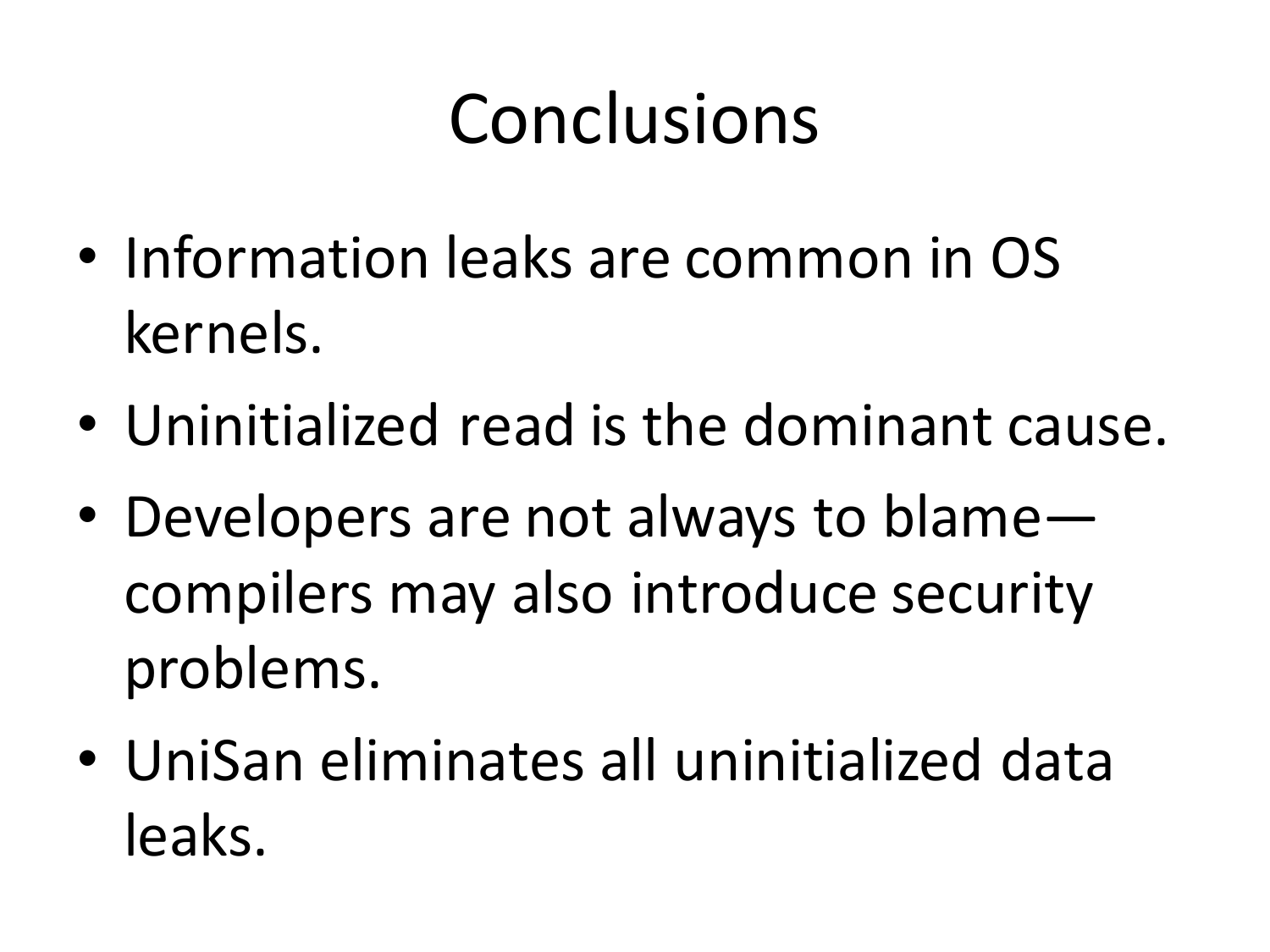# Conclusions

- Information leaks are common in OS kernels.
- Uninitialized read is the dominant cause.
- Developers are not always to blame—compilers may also introduce security problems.
- UniSan eliminates all uninitialized data leaks.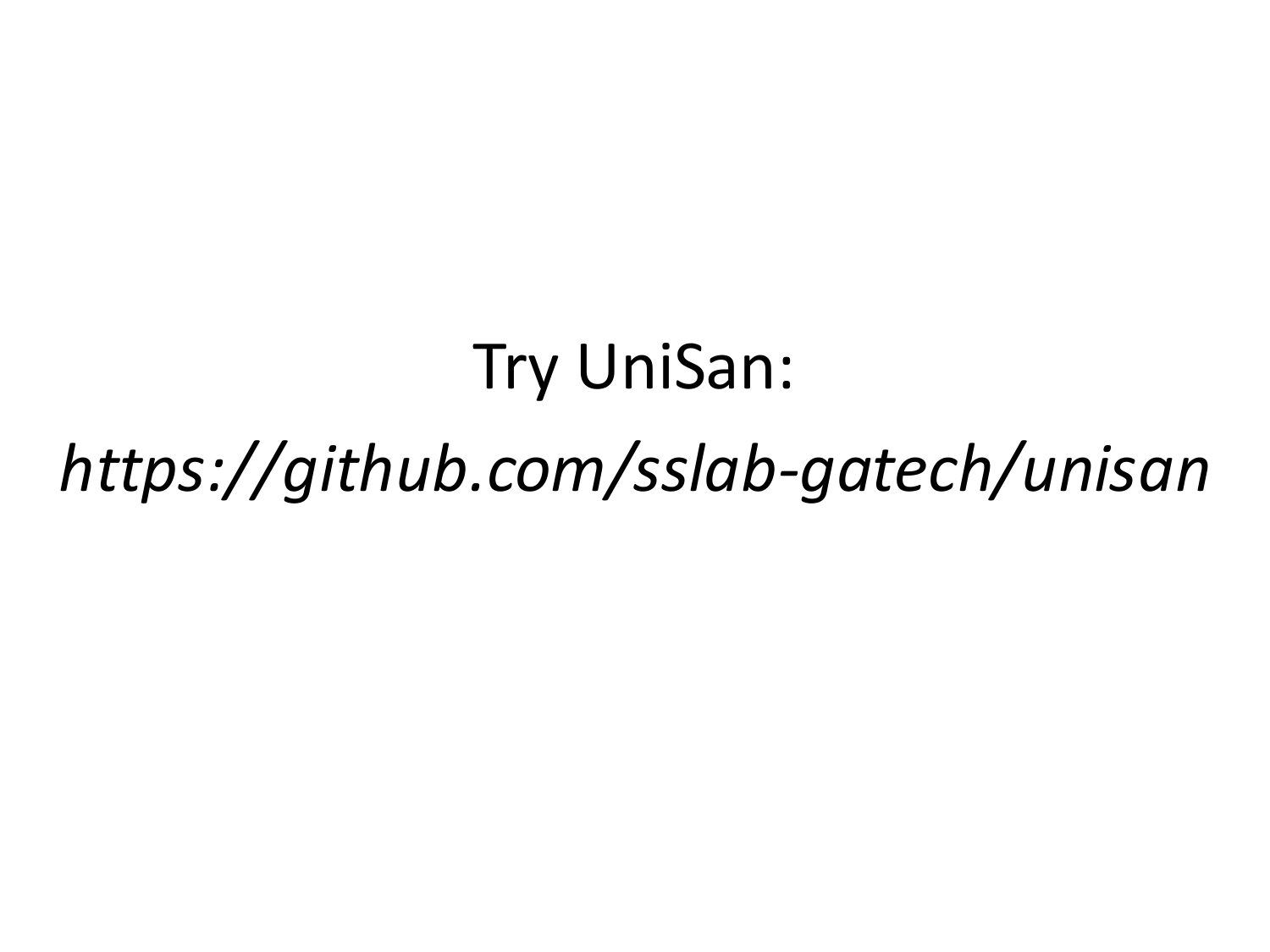Try UniSan:

*https://github.com/sslab-gatech/unisan*